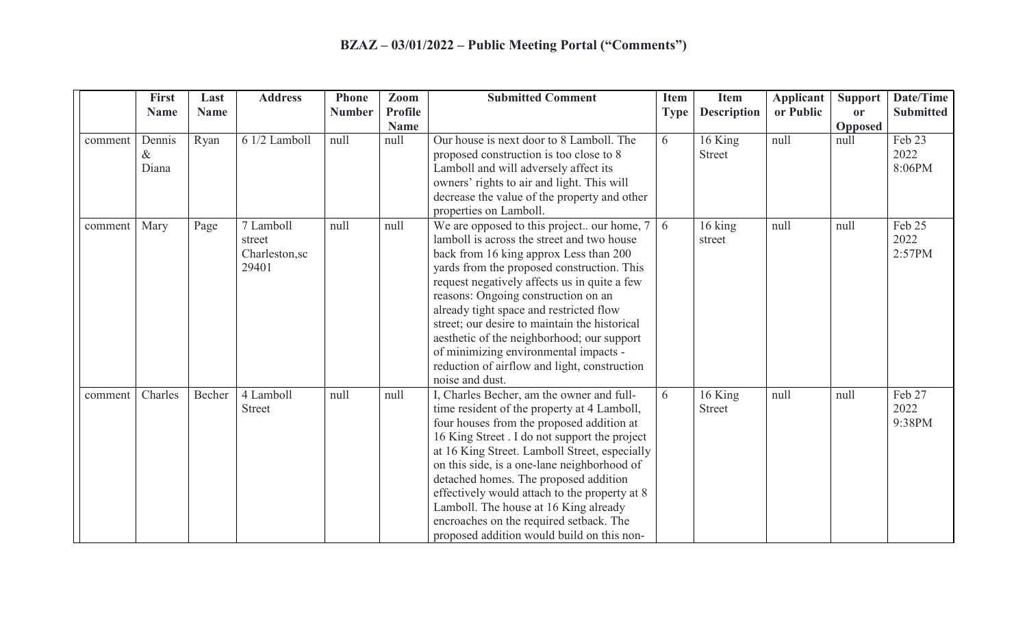# BZAZ – 03/01/2022 – Public Meeting Portal ("Comments")

| | First Name | Last Name | Address | Phone Number | Zoom Profile Name | Submitted Comment | Item Type | Item Description | Applicant or Public | Support or Opposed | Date/Time Submitted |
|---|---|---|---|---|---|---|---|---|---|---|---|
| comment | Dennis & Diana | Ryan | 6 1/2 Lamboll | null | null | Our house is next door to 8 Lamboll. The proposed construction is too close to 8 Lamboll and will adversely affect its owners' rights to air and light. This will decrease the value of the property and other properties on Lamboll. | 6 | 16 King Street | null | null | Feb 23 2022 8:06PM |
| comment | Mary | Page | 7 Lamboll street Charleston,sc 29401 | null | null | We are opposed to this project.. our home, 7 lamboll is across the street and two house back from 16 king approx Less than 200 yards from the proposed construction. This request negatively affects us in quite a few reasons: Ongoing construction on an already tight space and restricted flow street; our desire to maintain the historical aesthetic of the neighborhood; our support of minimizing environmental impacts - reduction of airflow and light, construction noise and dust. | 6 | 16 king street | null | null | Feb 25 2022 2:57PM |
| comment | Charles | Becher | 4 Lamboll Street | null | null | I, Charles Becher, am the owner and full-time resident of the property at 4 Lamboll, four houses from the proposed addition at 16 King Street . I do not support the project at 16 King Street. Lamboll Street, especially on this side, is a one-lane neighborhood of detached homes. The proposed addition effectively would attach to the property at 8 Lamboll. The house at 16 King already encroaches on the required setback. The proposed addition would build on this non- | 6 | 16 King Street | null | null | Feb 27 2022 9:38PM |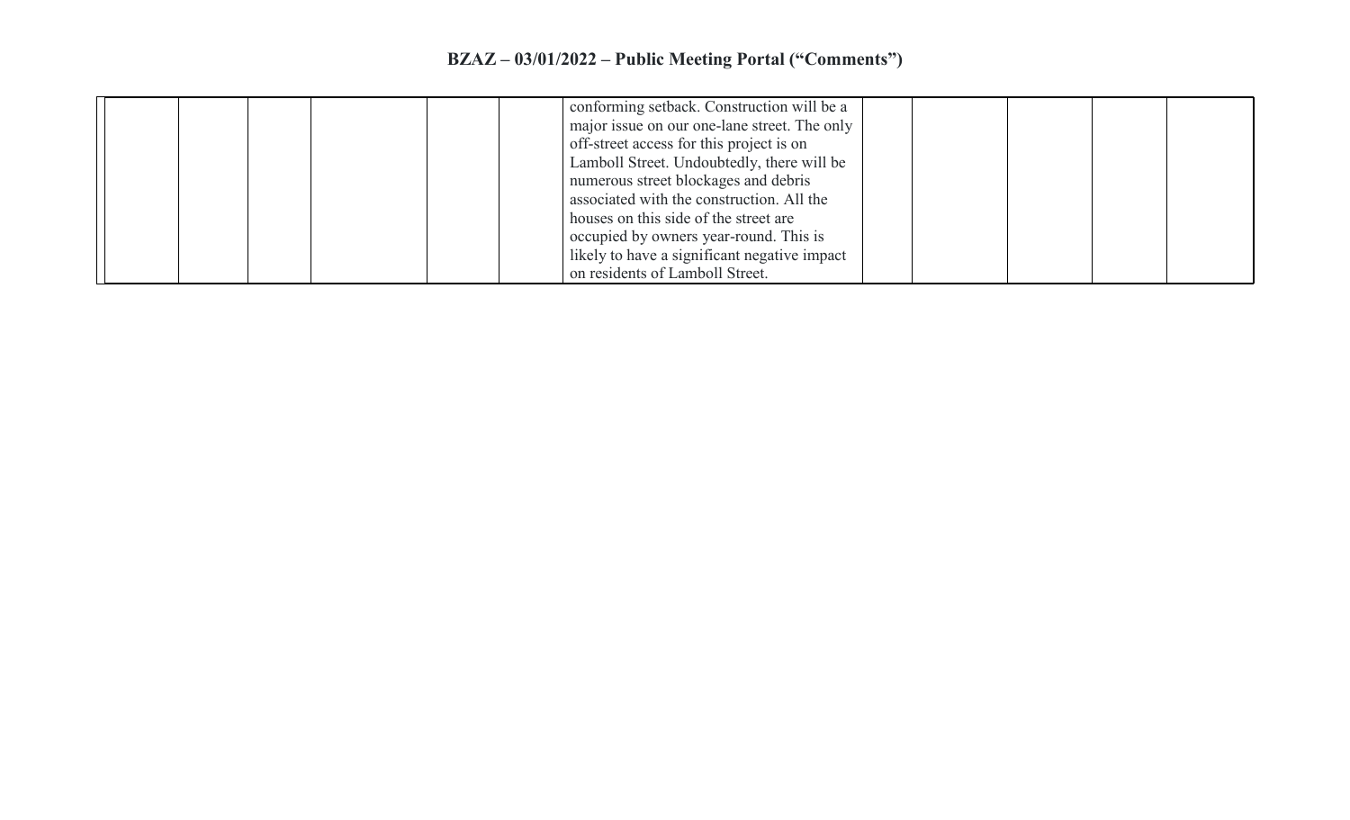| | | | | | | | | | | | |
|---|---|---|---|---|---|---|---|---|---|---|---|
| | | | | | | conforming setback. Construction will be a major issue on our one-lane street. The only off-street access for this project is on Lamboll Street. Undoubtedly, there will be numerous street blockages and debris associated with the construction. All the houses on this side of the street are occupied by owners year-round. This is likely to have a significant negative impact on residents of Lamboll Street. | | | | | |